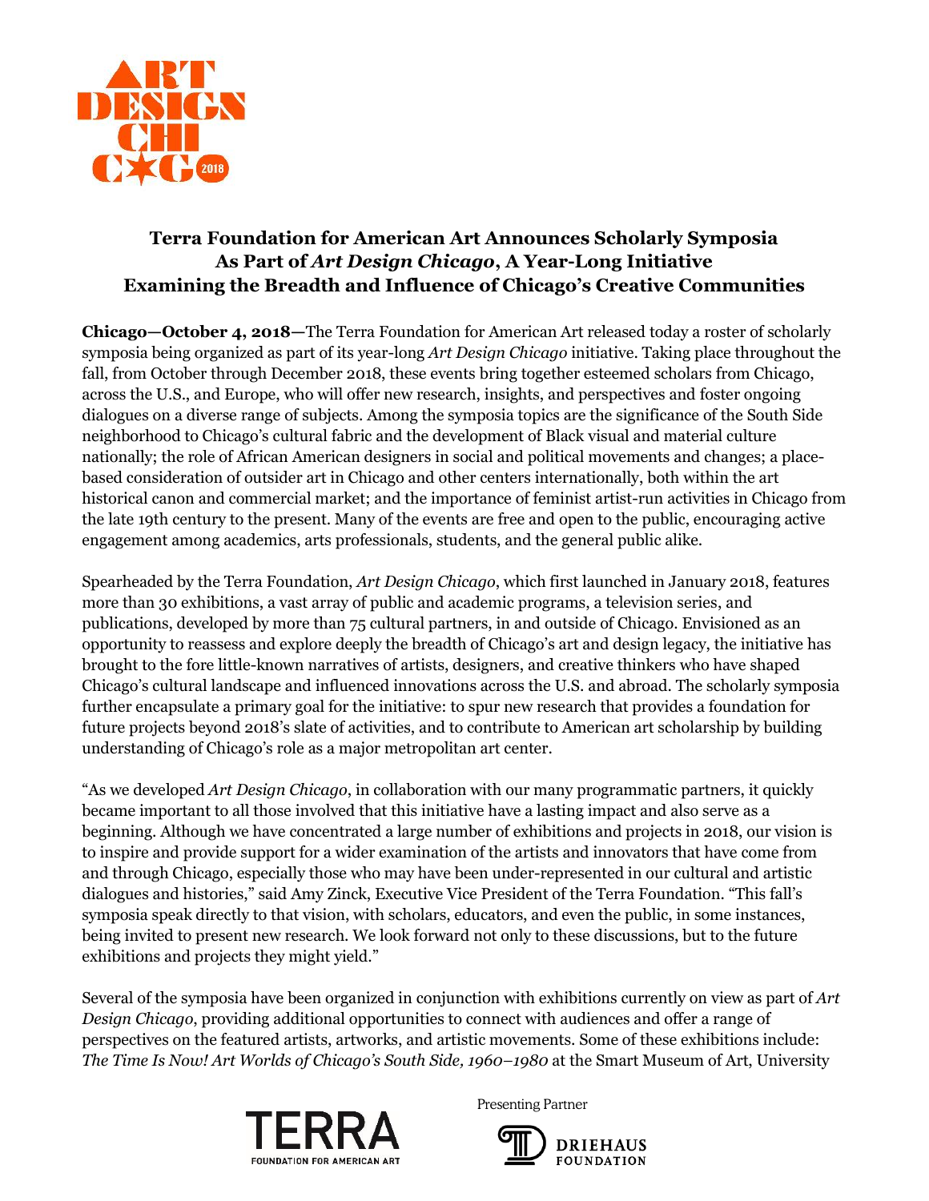ART DESIGN CHICAGO 2018

# Terra Foundation for American Art Announces Scholarly Symposia As Part of *Art Design Chicago*, A Year-Long Initiative Examining the Breadth and Influence of Chicago's Creative Communities

**Chicago—October 4, 2018—**The Terra Foundation for American Art released today a roster of scholarly symposia being organized as part of its year-long *Art Design Chicago* initiative. Taking place throughout the fall, from October through December 2018, these events bring together esteemed scholars from Chicago, across the U.S., and Europe, who will offer new research, insights, and perspectives and foster ongoing dialogues on a diverse range of subjects. Among the symposia topics are the significance of the South Side neighborhood to Chicago's cultural fabric and the development of Black visual and material culture nationally; the role of African American designers in social and political movements and changes; a place-based consideration of outsider art in Chicago and other centers internationally, both within the art historical canon and commercial market; and the importance of feminist artist-run activities in Chicago from the late 19th century to the present. Many of the events are free and open to the public, encouraging active engagement among academics, arts professionals, students, and the general public alike.

Spearheaded by the Terra Foundation, *Art Design Chicago*, which first launched in January 2018, features more than 30 exhibitions, a vast array of public and academic programs, a television series, and publications, developed by more than 75 cultural partners, in and outside of Chicago. Envisioned as an opportunity to reassess and explore deeply the breadth of Chicago's art and design legacy, the initiative has brought to the fore little-known narratives of artists, designers, and creative thinkers who have shaped Chicago's cultural landscape and influenced innovations across the U.S. and abroad. The scholarly symposia further encapsulate a primary goal for the initiative: to spur new research that provides a foundation for future projects beyond 2018's slate of activities, and to contribute to American art scholarship by building understanding of Chicago's role as a major metropolitan art center.

"As we developed *Art Design Chicago*, in collaboration with our many programmatic partners, it quickly became important to all those involved that this initiative have a lasting impact and also serve as a beginning. Although we have concentrated a large number of exhibitions and projects in 2018, our vision is to inspire and provide support for a wider examination of the artists and innovators that have come from and through Chicago, especially those who may have been under-represented in our cultural and artistic dialogues and histories," said Amy Zinck, Executive Vice President of the Terra Foundation. "This fall's symposia speak directly to that vision, with scholars, educators, and even the public, in some instances, being invited to present new research. We look forward not only to these discussions, but to the future exhibitions and projects they might yield."

Several of the symposia have been organized in conjunction with exhibitions currently on view as part of *Art Design Chicago*, providing additional opportunities to connect with audiences and offer a range of perspectives on the featured artists, artworks, and artistic movements. Some of these exhibitions include: *The Time Is Now! Art Worlds of Chicago's South Side, 1960–1980* at the Smart Museum of Art, University

TERRA FOUNDATION FOR AMERICAN ART

Presenting Partner

DRIEHAUS FOUNDATION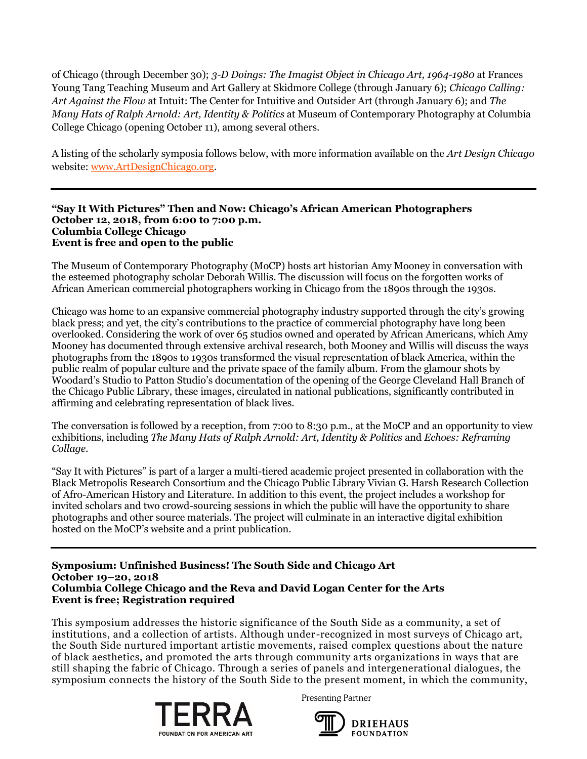of Chicago (through December 30); *3-D Doings: The Imagist Object in Chicago Art, 1964-1980* at Frances Young Tang Teaching Museum and Art Gallery at Skidmore College (through January 6); *Chicago Calling: Art Against the Flow* at Intuit: The Center for Intuitive and Outsider Art (through January 6); and *The Many Hats of Ralph Arnold: Art, Identity & Politics* at Museum of Contemporary Photography at Columbia College Chicago (opening October 11), among several others.

A listing of the scholarly symposia follows below, with more information available on the *Art Design Chicago* website: www.ArtDesignChicago.org.

---

**"Say It With Pictures" Then and Now: Chicago's African American Photographers**
**October 12, 2018, from 6:00 to 7:00 p.m.**
**Columbia College Chicago**
**Event is free and open to the public**

The Museum of Contemporary Photography (MoCP) hosts art historian Amy Mooney in conversation with the esteemed photography scholar Deborah Willis. The discussion will focus on the forgotten works of African American commercial photographers working in Chicago from the 1890s through the 1930s.

Chicago was home to an expansive commercial photography industry supported through the city's growing black press; and yet, the city's contributions to the practice of commercial photography have long been overlooked. Considering the work of over 65 studios owned and operated by African Americans, which Amy Mooney has documented through extensive archival research, both Mooney and Willis will discuss the ways photographs from the 1890s to 1930s transformed the visual representation of black America, within the public realm of popular culture and the private space of the family album. From the glamour shots by Woodard's Studio to Patton Studio's documentation of the opening of the George Cleveland Hall Branch of the Chicago Public Library, these images, circulated in national publications, significantly contributed in affirming and celebrating representation of black lives.

The conversation is followed by a reception, from 7:00 to 8:30 p.m., at the MoCP and an opportunity to view exhibitions, including *The Many Hats of Ralph Arnold: Art, Identity & Politics* and *Echoes: Reframing Collage*.

"Say It with Pictures" is part of a larger a multi-tiered academic project presented in collaboration with the Black Metropolis Research Consortium and the Chicago Public Library Vivian G. Harsh Research Collection of Afro-American History and Literature. In addition to this event, the project includes a workshop for invited scholars and two crowd-sourcing sessions in which the public will have the opportunity to share photographs and other source materials. The project will culminate in an interactive digital exhibition hosted on the MoCP's website and a print publication.

---

**Symposium: Unfinished Business! The South Side and Chicago Art**
**October 19–20, 2018**
**Columbia College Chicago and the Reva and David Logan Center for the Arts**
**Event is free; Registration required**

This symposium addresses the historic significance of the South Side as a community, a set of institutions, and a collection of artists. Although under-recognized in most surveys of Chicago art, the South Side nurtured important artistic movements, raised complex questions about the nature of black aesthetics, and promoted the arts through community arts organizations in ways that are still shaping the fabric of Chicago. Through a series of panels and intergenerational dialogues, the symposium connects the history of the South Side to the present moment, in which the community,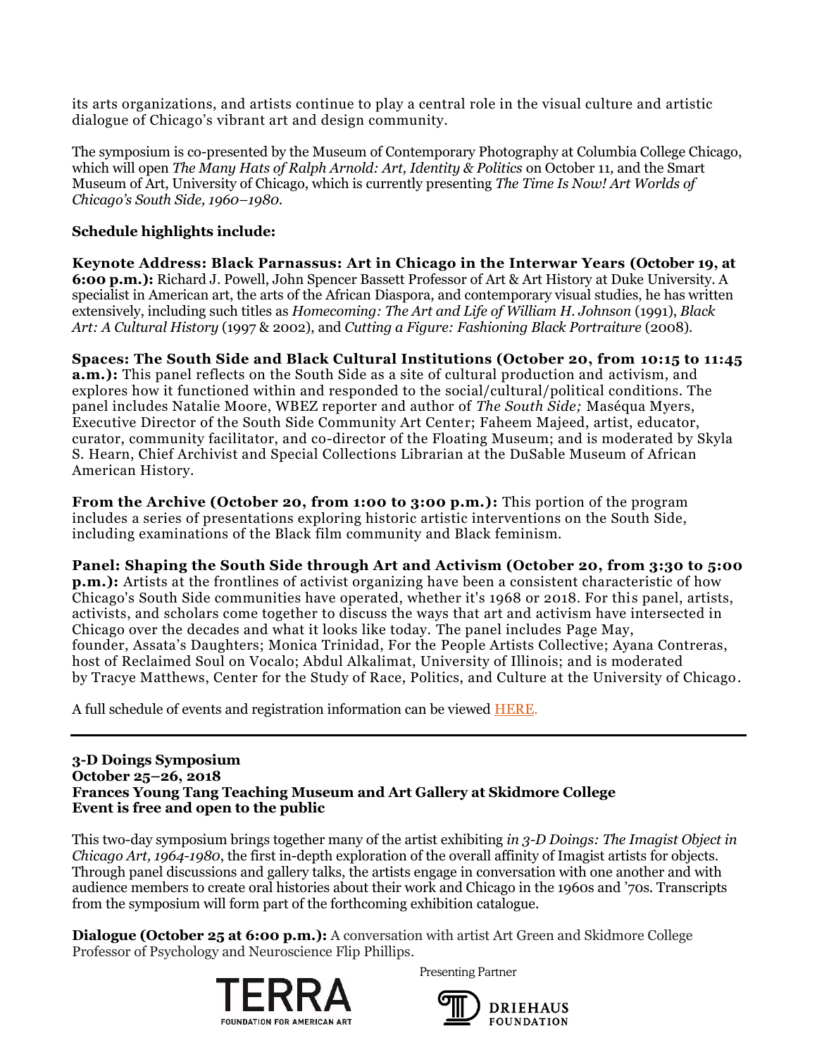its arts organizations, and artists continue to play a central role in the visual culture and artistic dialogue of Chicago's vibrant art and design community.

The symposium is co-presented by the Museum of Contemporary Photography at Columbia College Chicago, which will open *The Many Hats of Ralph Arnold: Art, Identity & Politics* on October 11, and the Smart Museum of Art, University of Chicago, which is currently presenting *The Time Is Now! Art Worlds of Chicago's South Side, 1960–1980*.

**Schedule highlights include:**

**Keynote Address: Black Parnassus: Art in Chicago in the Interwar Years (October 19, at 6:00 p.m.):** Richard J. Powell, John Spencer Bassett Professor of Art & Art History at Duke University. A specialist in American art, the arts of the African Diaspora, and contemporary visual studies, he has written extensively, including such titles as *Homecoming: The Art and Life of William H. Johnson* (1991), *Black Art: A Cultural History* (1997 & 2002), and *Cutting a Figure: Fashioning Black Portraiture* (2008).

**Spaces: The South Side and Black Cultural Institutions (October 20, from 10:15 to 11:45 a.m.):** This panel reflects on the South Side as a site of cultural production and activism, and explores how it functioned within and responded to the social/cultural/political conditions. The panel includes Natalie Moore, WBEZ reporter and author of *The South Side;* Maséqua Myers, Executive Director of the South Side Community Art Center; Faheem Majeed, artist, educator, curator, community facilitator, and co-director of the Floating Museum; and is moderated by Skyla S. Hearn, Chief Archivist and Special Collections Librarian at the DuSable Museum of African American History.

**From the Archive (October 20, from 1:00 to 3:00 p.m.):** This portion of the program includes a series of presentations exploring historic artistic interventions on the South Side, including examinations of the Black film community and Black feminism.

**Panel: Shaping the South Side through Art and Activism (October 20, from 3:30 to 5:00 p.m.):** Artists at the frontlines of activist organizing have been a consistent characteristic of how Chicago's South Side communities have operated, whether it's 1968 or 2018. For this panel, artists, activists, and scholars come together to discuss the ways that art and activism have intersected in Chicago over the decades and what it looks like today. The panel includes Page May, founder, Assata's Daughters; Monica Trinidad, For the People Artists Collective; Ayana Contreras, host of Reclaimed Soul on Vocalo; Abdul Alkalimat, University of Illinois; and is moderated by Tracye Matthews, Center for the Study of Race, Politics, and Culture at the University of Chicago.

A full schedule of events and registration information can be viewed HERE.

---

**3-D Doings Symposium**
**October 25–26, 2018**
**Frances Young Tang Teaching Museum and Art Gallery at Skidmore College**
**Event is free and open to the public**

This two-day symposium brings together many of the artist exhibiting *in 3-D Doings: The Imagist Object in Chicago Art, 1964-1980*, the first in-depth exploration of the overall affinity of Imagist artists for objects. Through panel discussions and gallery talks, the artists engage in conversation with one another and with audience members to create oral histories about their work and Chicago in the 1960s and '70s. Transcripts from the symposium will form part of the forthcoming exhibition catalogue.

**Dialogue (October 25 at 6:00 p.m.):** A conversation with artist Art Green and Skidmore College Professor of Psychology and Neuroscience Flip Phillips.

TERRA FOUNDATION FOR AMERICAN ART

Presenting Partner

DRIEHAUS FOUNDATION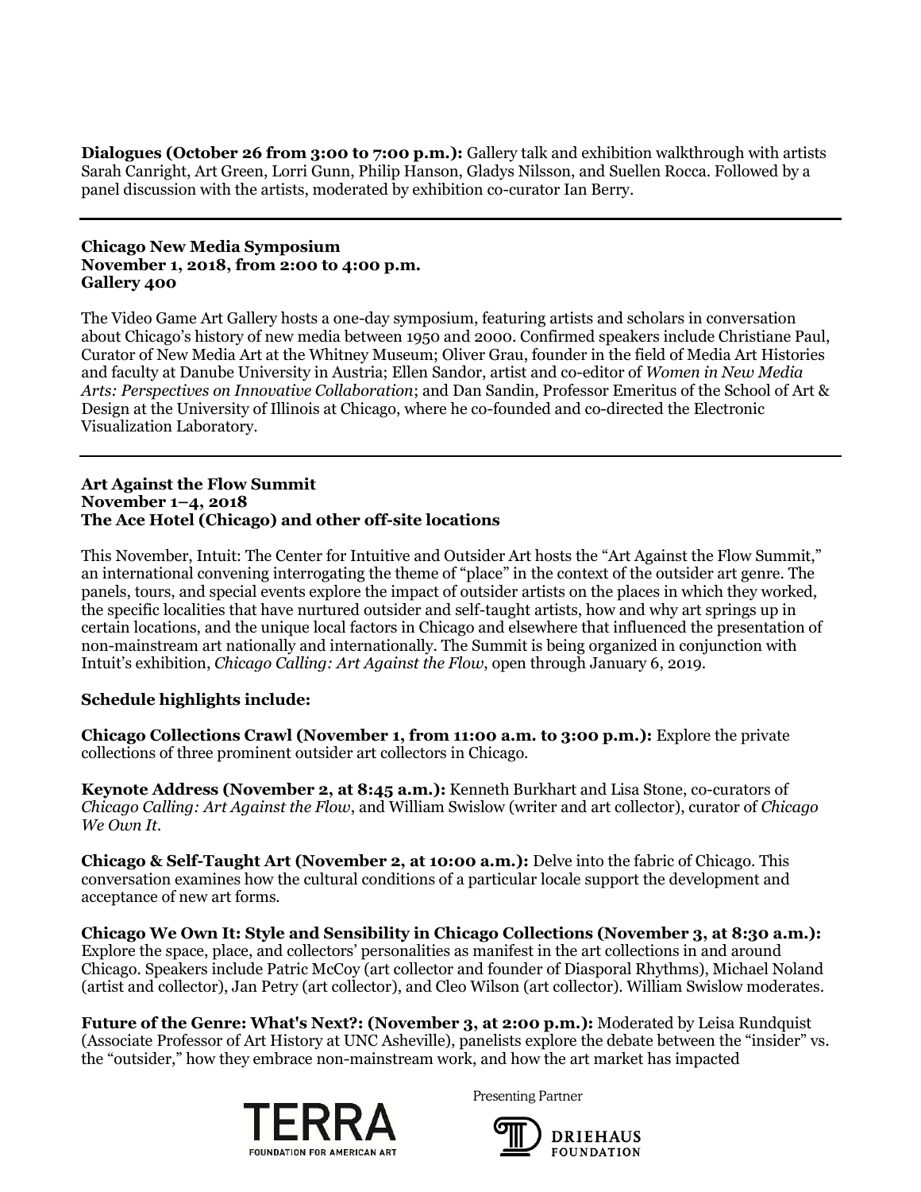**Dialogues (October 26 from 3:00 to 7:00 p.m.):** Gallery talk and exhibition walkthrough with artists Sarah Canright, Art Green, Lorri Gunn, Philip Hanson, Gladys Nilsson, and Suellen Rocca. Followed by a panel discussion with the artists, moderated by exhibition co-curator Ian Berry.

---

**Chicago New Media Symposium**
**November 1, 2018, from 2:00 to 4:00 p.m.**
**Gallery 400**

The Video Game Art Gallery hosts a one-day symposium, featuring artists and scholars in conversation about Chicago's history of new media between 1950 and 2000. Confirmed speakers include Christiane Paul, Curator of New Media Art at the Whitney Museum; Oliver Grau, founder in the field of Media Art Histories and faculty at Danube University in Austria; Ellen Sandor, artist and co-editor of *Women in New Media Arts: Perspectives on Innovative Collaboration*; and Dan Sandin, Professor Emeritus of the School of Art & Design at the University of Illinois at Chicago, where he co-founded and co-directed the Electronic Visualization Laboratory.

---

**Art Against the Flow Summit**
**November 1–4, 2018**
**The Ace Hotel (Chicago) and other off-site locations**

This November, Intuit: The Center for Intuitive and Outsider Art hosts the "Art Against the Flow Summit," an international convening interrogating the theme of "place" in the context of the outsider art genre. The panels, tours, and special events explore the impact of outsider artists on the places in which they worked, the specific localities that have nurtured outsider and self-taught artists, how and why art springs up in certain locations, and the unique local factors in Chicago and elsewhere that influenced the presentation of non-mainstream art nationally and internationally. The Summit is being organized in conjunction with Intuit's exhibition, *Chicago Calling: Art Against the Flow*, open through January 6, 2019.

**Schedule highlights include:**

**Chicago Collections Crawl (November 1, from 11:00 a.m. to 3:00 p.m.):** Explore the private collections of three prominent outsider art collectors in Chicago.

**Keynote Address (November 2, at 8:45 a.m.):** Kenneth Burkhart and Lisa Stone, co-curators of *Chicago Calling: Art Against the Flow*, and William Swislow (writer and art collector), curator of *Chicago We Own It*.

**Chicago & Self-Taught Art (November 2, at 10:00 a.m.):** Delve into the fabric of Chicago. This conversation examines how the cultural conditions of a particular locale support the development and acceptance of new art forms.

**Chicago We Own It: Style and Sensibility in Chicago Collections (November 3, at 8:30 a.m.):** Explore the space, place, and collectors' personalities as manifest in the art collections in and around Chicago. Speakers include Patric McCoy (art collector and founder of Diasporal Rhythms), Michael Noland (artist and collector), Jan Petry (art collector), and Cleo Wilson (art collector). William Swislow moderates.

**Future of the Genre: What's Next?: (November 3, at 2:00 p.m.):** Moderated by Leisa Rundquist (Associate Professor of Art History at UNC Asheville), panelists explore the debate between the "insider" vs. the "outsider," how they embrace non-mainstream work, and how the art market has impacted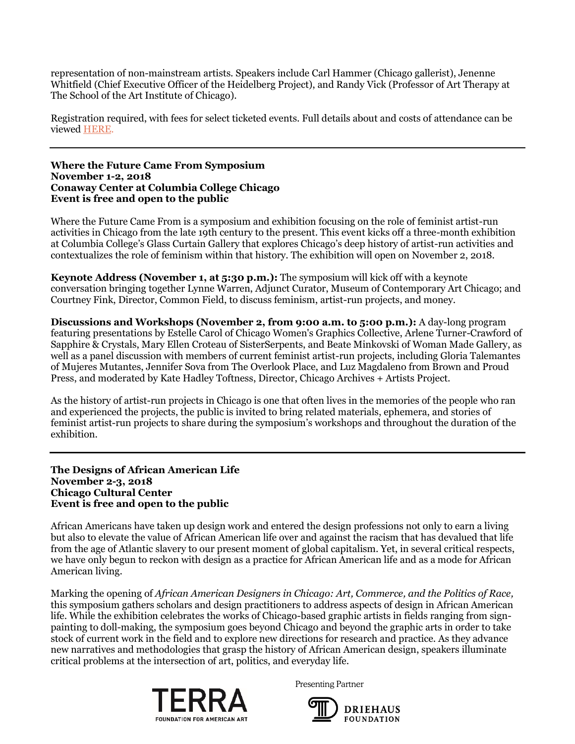representation of non-mainstream artists. Speakers include Carl Hammer (Chicago gallerist), Jenenne Whitfield (Chief Executive Officer of the Heidelberg Project), and Randy Vick (Professor of Art Therapy at The School of the Art Institute of Chicago).

Registration required, with fees for select ticketed events. Full details about and costs of attendance can be viewed HERE.

---

**Where the Future Came From Symposium**
**November 1-2, 2018**
**Conaway Center at Columbia College Chicago**
**Event is free and open to the public**

Where the Future Came From is a symposium and exhibition focusing on the role of feminist artist-run activities in Chicago from the late 19th century to the present. This event kicks off a three-month exhibition at Columbia College's Glass Curtain Gallery that explores Chicago's deep history of artist-run activities and contextualizes the role of feminism within that history. The exhibition will open on November 2, 2018.

**Keynote Address (November 1, at 5:30 p.m.):** The symposium will kick off with a keynote conversation bringing together Lynne Warren, Adjunct Curator, Museum of Contemporary Art Chicago; and Courtney Fink, Director, Common Field, to discuss feminism, artist-run projects, and money.

**Discussions and Workshops (November 2, from 9:00 a.m. to 5:00 p.m.):** A day-long program featuring presentations by Estelle Carol of Chicago Women's Graphics Collective, Arlene Turner-Crawford of Sapphire & Crystals, Mary Ellen Croteau of SisterSerpents, and Beate Minkovski of Woman Made Gallery, as well as a panel discussion with members of current feminist artist-run projects, including Gloria Talemantes of Mujeres Mutantes, Jennifer Sova from The Overlook Place, and Luz Magdaleno from Brown and Proud Press, and moderated by Kate Hadley Toftness, Director, Chicago Archives + Artists Project.

As the history of artist-run projects in Chicago is one that often lives in the memories of the people who ran and experienced the projects, the public is invited to bring related materials, ephemera, and stories of feminist artist-run projects to share during the symposium's workshops and throughout the duration of the exhibition.

---

**The Designs of African American Life**
**November 2-3, 2018**
**Chicago Cultural Center**
**Event is free and open to the public**

African Americans have taken up design work and entered the design professions not only to earn a living but also to elevate the value of African American life over and against the racism that has devalued that life from the age of Atlantic slavery to our present moment of global capitalism. Yet, in several critical respects, we have only begun to reckon with design as a practice for African American life and as a mode for African American living.

Marking the opening of *African American Designers in Chicago: Art, Commerce, and the Politics of Race,* this symposium gathers scholars and design practitioners to address aspects of design in African American life. While the exhibition celebrates the works of Chicago-based graphic artists in fields ranging from sign-painting to doll-making, the symposium goes beyond Chicago and beyond the graphic arts in order to take stock of current work in the field and to explore new directions for research and practice. As they advance new narratives and methodologies that grasp the history of African American design, speakers illuminate critical problems at the intersection of art, politics, and everyday life.

TERRA FOUNDATION FOR AMERICAN ART

Presenting Partner

DRIEHAUS FOUNDATION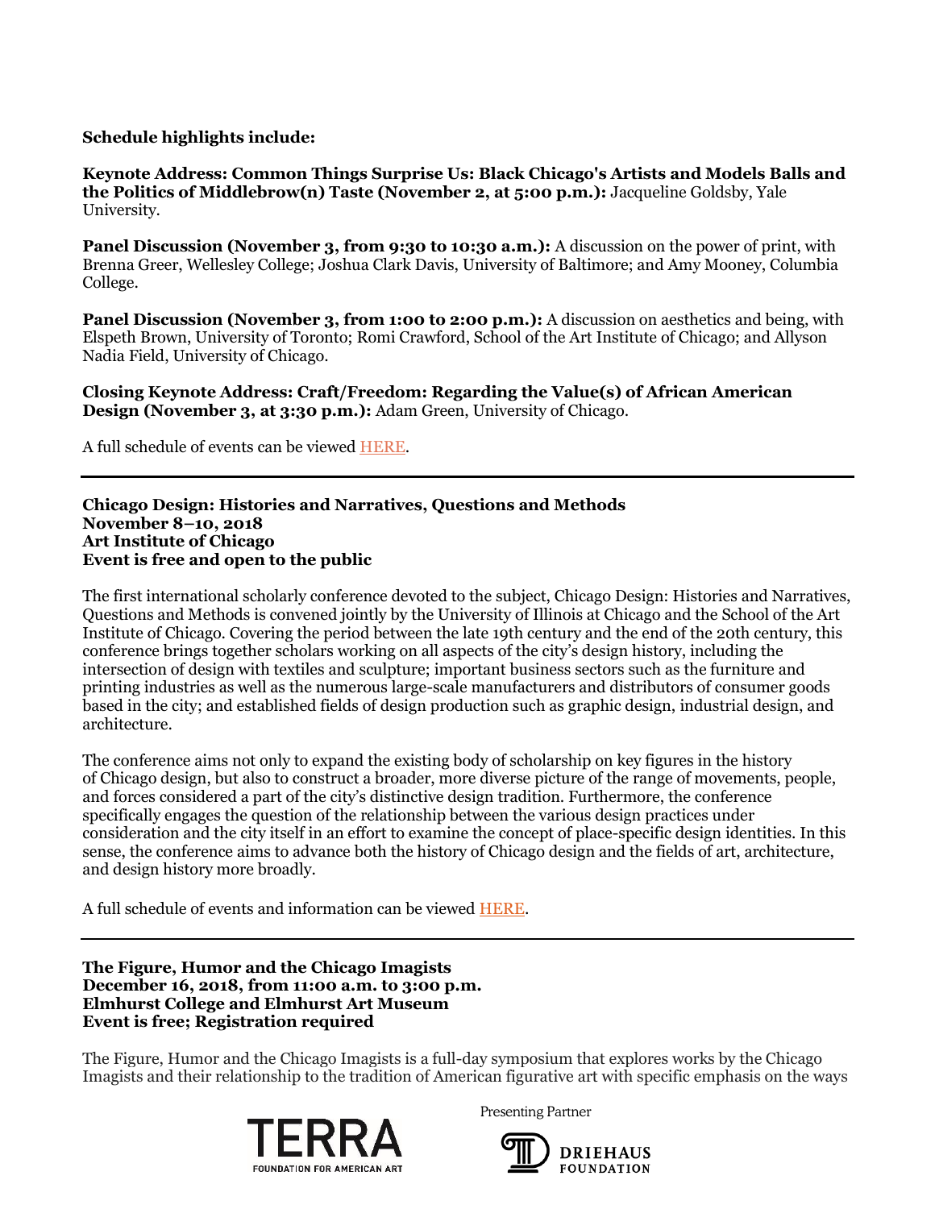**Schedule highlights include:**

**Keynote Address: Common Things Surprise Us: Black Chicago's Artists and Models Balls and the Politics of Middlebrow(n) Taste (November 2, at 5:00 p.m.):** Jacqueline Goldsby, Yale University.

**Panel Discussion (November 3, from 9:30 to 10:30 a.m.):** A discussion on the power of print, with Brenna Greer, Wellesley College; Joshua Clark Davis, University of Baltimore; and Amy Mooney, Columbia College.

**Panel Discussion (November 3, from 1:00 to 2:00 p.m.):** A discussion on aesthetics and being, with Elspeth Brown, University of Toronto; Romi Crawford, School of the Art Institute of Chicago; and Allyson Nadia Field, University of Chicago.

**Closing Keynote Address: Craft/Freedom: Regarding the Value(s) of African American Design (November 3, at 3:30 p.m.):** Adam Green, University of Chicago.

A full schedule of events can be viewed HERE.

---

**Chicago Design: Histories and Narratives, Questions and Methods**
**November 8–10, 2018**
**Art Institute of Chicago**
**Event is free and open to the public**

The first international scholarly conference devoted to the subject, Chicago Design: Histories and Narratives, Questions and Methods is convened jointly by the University of Illinois at Chicago and the School of the Art Institute of Chicago. Covering the period between the late 19th century and the end of the 20th century, this conference brings together scholars working on all aspects of the city's design history, including the intersection of design with textiles and sculpture; important business sectors such as the furniture and printing industries as well as the numerous large-scale manufacturers and distributors of consumer goods based in the city; and established fields of design production such as graphic design, industrial design, and architecture.

The conference aims not only to expand the existing body of scholarship on key figures in the history of Chicago design, but also to construct a broader, more diverse picture of the range of movements, people, and forces considered a part of the city's distinctive design tradition. Furthermore, the conference specifically engages the question of the relationship between the various design practices under consideration and the city itself in an effort to examine the concept of place-specific design identities. In this sense, the conference aims to advance both the history of Chicago design and the fields of art, architecture, and design history more broadly.

A full schedule of events and information can be viewed HERE.

---

**The Figure, Humor and the Chicago Imagists**
**December 16, 2018, from 11:00 a.m. to 3:00 p.m.**
**Elmhurst College and Elmhurst Art Museum**
**Event is free; Registration required**

The Figure, Humor and the Chicago Imagists is a full-day symposium that explores works by the Chicago Imagists and their relationship to the tradition of American figurative art with specific emphasis on the ways

TERRA FOUNDATION FOR AMERICAN ART

Presenting Partner

DRIEHAUS FOUNDATION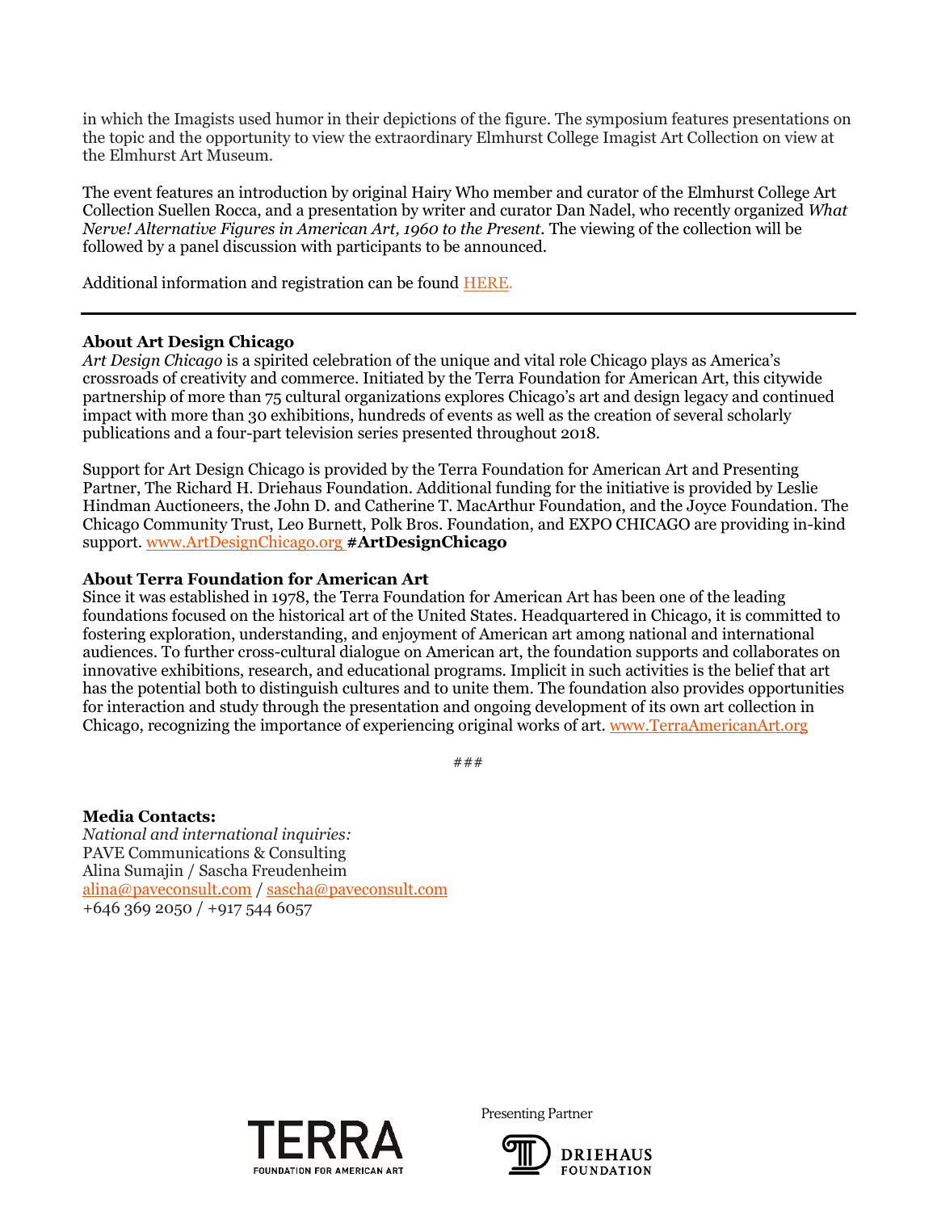in which the Imagists used humor in their depictions of the figure. The symposium features presentations on the topic and the opportunity to view the extraordinary Elmhurst College Imagist Art Collection on view at the Elmhurst Art Museum.

The event features an introduction by original Hairy Who member and curator of the Elmhurst College Art Collection Suellen Rocca, and a presentation by writer and curator Dan Nadel, who recently organized *What Nerve! Alternative Figures in American Art, 1960 to the Present*. The viewing of the collection will be followed by a panel discussion with participants to be announced.

Additional information and registration can be found HERE.

---

**About Art Design Chicago**

*Art Design Chicago* is a spirited celebration of the unique and vital role Chicago plays as America's crossroads of creativity and commerce. Initiated by the Terra Foundation for American Art, this citywide partnership of more than 75 cultural organizations explores Chicago's art and design legacy and continued impact with more than 30 exhibitions, hundreds of events as well as the creation of several scholarly publications and a four-part television series presented throughout 2018.

Support for Art Design Chicago is provided by the Terra Foundation for American Art and Presenting Partner, The Richard H. Driehaus Foundation. Additional funding for the initiative is provided by Leslie Hindman Auctioneers, the John D. and Catherine T. MacArthur Foundation, and the Joyce Foundation. The Chicago Community Trust, Leo Burnett, Polk Bros. Foundation, and EXPO CHICAGO are providing in-kind support. www.ArtDesignChicago.org **#ArtDesignChicago**

**About Terra Foundation for American Art**

Since it was established in 1978, the Terra Foundation for American Art has been one of the leading foundations focused on the historical art of the United States. Headquartered in Chicago, it is committed to fostering exploration, understanding, and enjoyment of American art among national and international audiences. To further cross-cultural dialogue on American art, the foundation supports and collaborates on innovative exhibitions, research, and educational programs. Implicit in such activities is the belief that art has the potential both to distinguish cultures and to unite them. The foundation also provides opportunities for interaction and study through the presentation and ongoing development of its own art collection in Chicago, recognizing the importance of experiencing original works of art. www.TerraAmericanArt.org

###

**Media Contacts:**

*National and international inquiries:*
PAVE Communications & Consulting
Alina Sumajin / Sascha Freudenheim
alina@paveconsult.com / sascha@paveconsult.com
+646 369 2050 / +917 544 6057

TERRA FOUNDATION FOR AMERICAN ART

Presenting Partner

DRIEHAUS FOUNDATION